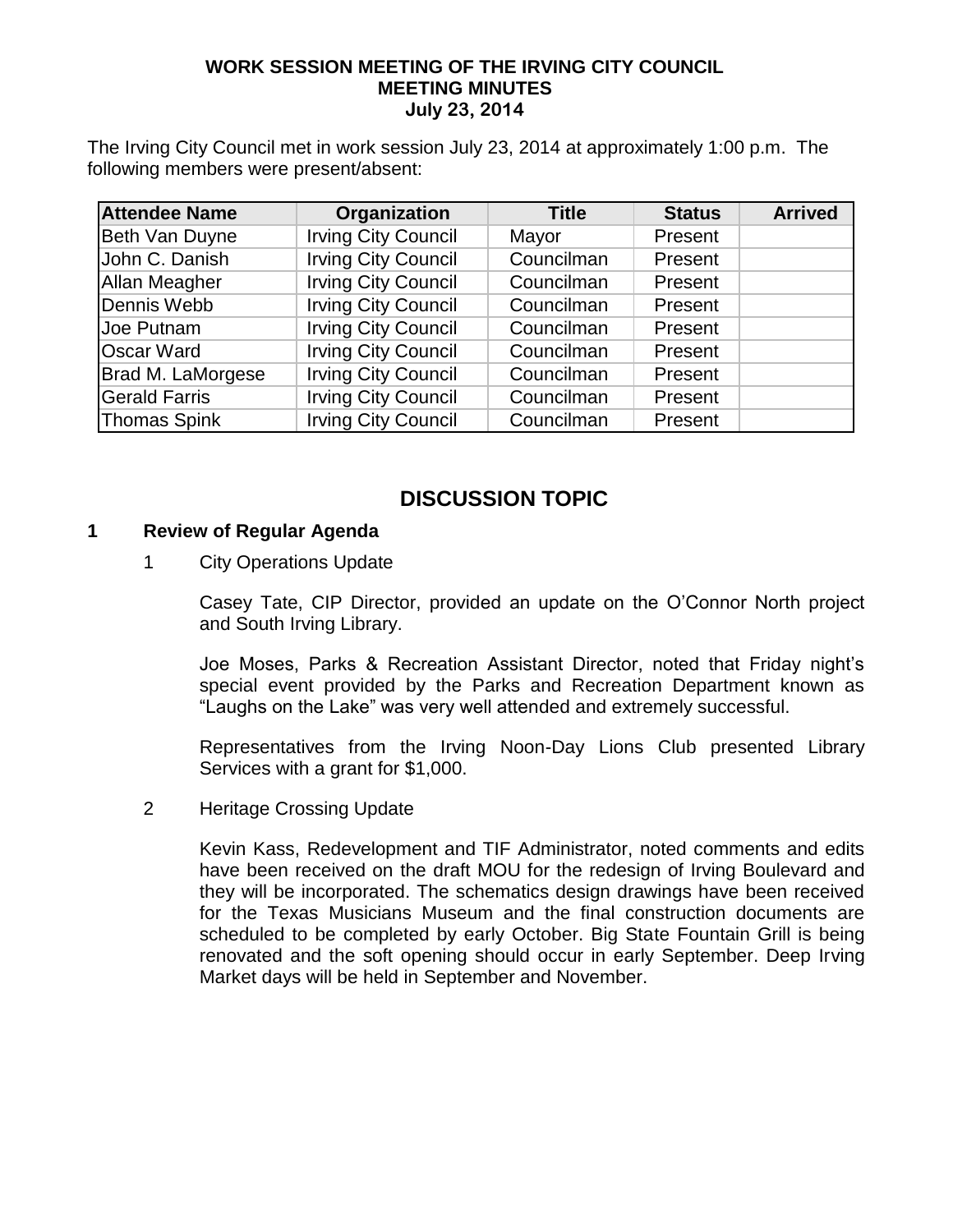# WORK SESSION MEETING OF THE IRVING CITY COUNCIL
## MEETING MINUTES
### July 23, 2014

The Irving City Council met in work session July 23, 2014 at approximately 1:00 p.m. The following members were present/absent:

| Attendee Name | Organization | Title | Status | Arrived |
|---|---|---|---|---|
| Beth Van Duyne | Irving City Council | Mayor | Present | |
| John C. Danish | Irving City Council | Councilman | Present | |
| Allan Meagher | Irving City Council | Councilman | Present | |
| Dennis Webb | Irving City Council | Councilman | Present | |
| Joe Putnam | Irving City Council | Councilman | Present | |
| Oscar Ward | Irving City Council | Councilman | Present | |
| Brad M. LaMorgese | Irving City Council | Councilman | Present | |
| Gerald Farris | Irving City Council | Councilman | Present | |
| Thomas Spink | Irving City Council | Councilman | Present | |

## DISCUSSION TOPIC

**1 Review of Regular Agenda**

1 City Operations Update

Casey Tate, CIP Director, provided an update on the O'Connor North project and South Irving Library.

Joe Moses, Parks & Recreation Assistant Director, noted that Friday night's special event provided by the Parks and Recreation Department known as "Laughs on the Lake" was very well attended and extremely successful.

Representatives from the Irving Noon-Day Lions Club presented Library Services with a grant for $1,000.

2 Heritage Crossing Update

Kevin Kass, Redevelopment and TIF Administrator, noted comments and edits have been received on the draft MOU for the redesign of Irving Boulevard and they will be incorporated. The schematics design drawings have been received for the Texas Musicians Museum and the final construction documents are scheduled to be completed by early October. Big State Fountain Grill is being renovated and the soft opening should occur in early September. Deep Irving Market days will be held in September and November.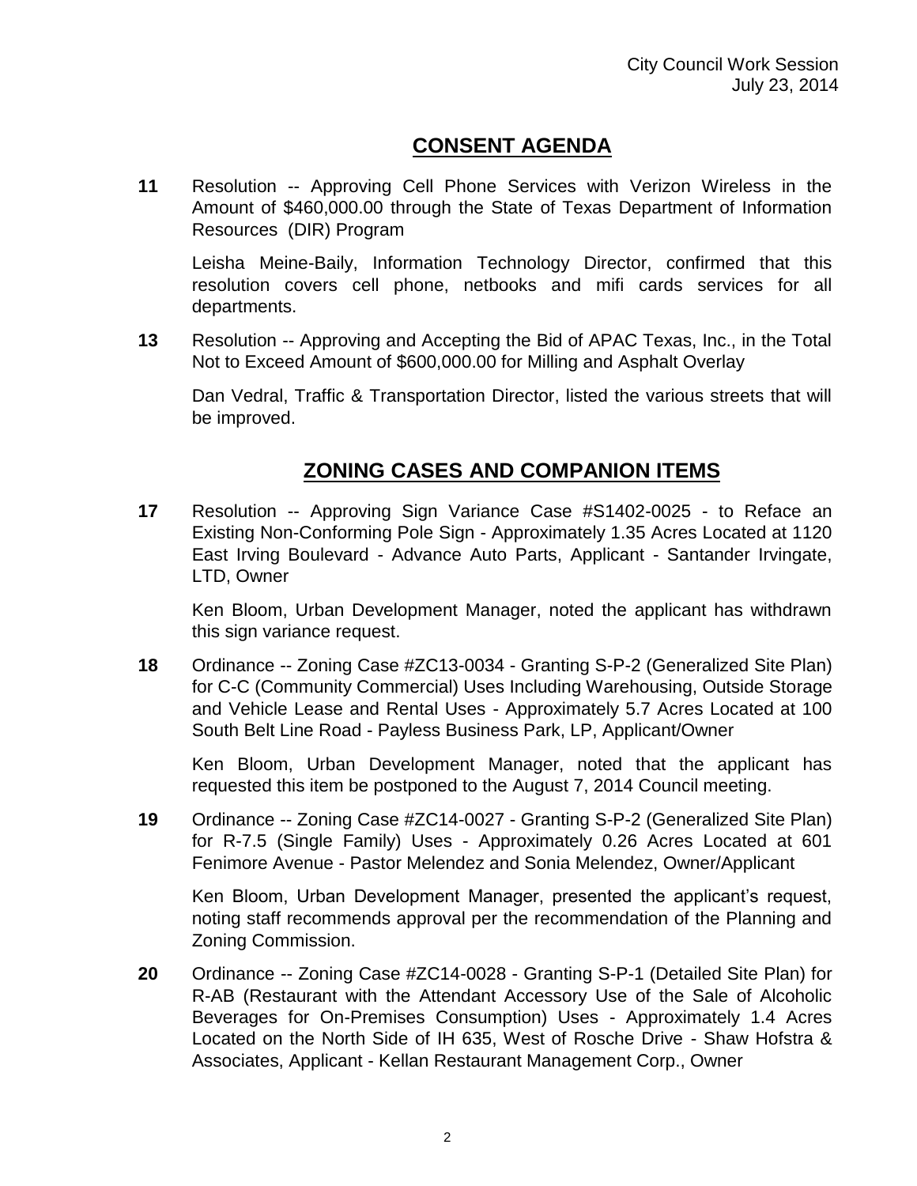## CONSENT AGENDA

**11** Resolution -- Approving Cell Phone Services with Verizon Wireless in the Amount of $460,000.00 through the State of Texas Department of Information Resources (DIR) Program

Leisha Meine-Baily, Information Technology Director, confirmed that this resolution covers cell phone, netbooks and mifi cards services for all departments.

**13** Resolution -- Approving and Accepting the Bid of APAC Texas, Inc., in the Total Not to Exceed Amount of $600,000.00 for Milling and Asphalt Overlay

Dan Vedral, Traffic & Transportation Director, listed the various streets that will be improved.

## ZONING CASES AND COMPANION ITEMS

**17** Resolution -- Approving Sign Variance Case #S1402-0025 - to Reface an Existing Non-Conforming Pole Sign - Approximately 1.35 Acres Located at 1120 East Irving Boulevard - Advance Auto Parts, Applicant - Santander Irvingate, LTD, Owner

Ken Bloom, Urban Development Manager, noted the applicant has withdrawn this sign variance request.

**18** Ordinance -- Zoning Case #ZC13-0034 - Granting S-P-2 (Generalized Site Plan) for C-C (Community Commercial) Uses Including Warehousing, Outside Storage and Vehicle Lease and Rental Uses - Approximately 5.7 Acres Located at 100 South Belt Line Road - Payless Business Park, LP, Applicant/Owner

Ken Bloom, Urban Development Manager, noted that the applicant has requested this item be postponed to the August 7, 2014 Council meeting.

**19** Ordinance -- Zoning Case #ZC14-0027 - Granting S-P-2 (Generalized Site Plan) for R-7.5 (Single Family) Uses - Approximately 0.26 Acres Located at 601 Fenimore Avenue - Pastor Melendez and Sonia Melendez, Owner/Applicant

Ken Bloom, Urban Development Manager, presented the applicant's request, noting staff recommends approval per the recommendation of the Planning and Zoning Commission.

**20** Ordinance -- Zoning Case #ZC14-0028 - Granting S-P-1 (Detailed Site Plan) for R-AB (Restaurant with the Attendant Accessory Use of the Sale of Alcoholic Beverages for On-Premises Consumption) Uses - Approximately 1.4 Acres Located on the North Side of IH 635, West of Rosche Drive - Shaw Hofstra & Associates, Applicant - Kellan Restaurant Management Corp., Owner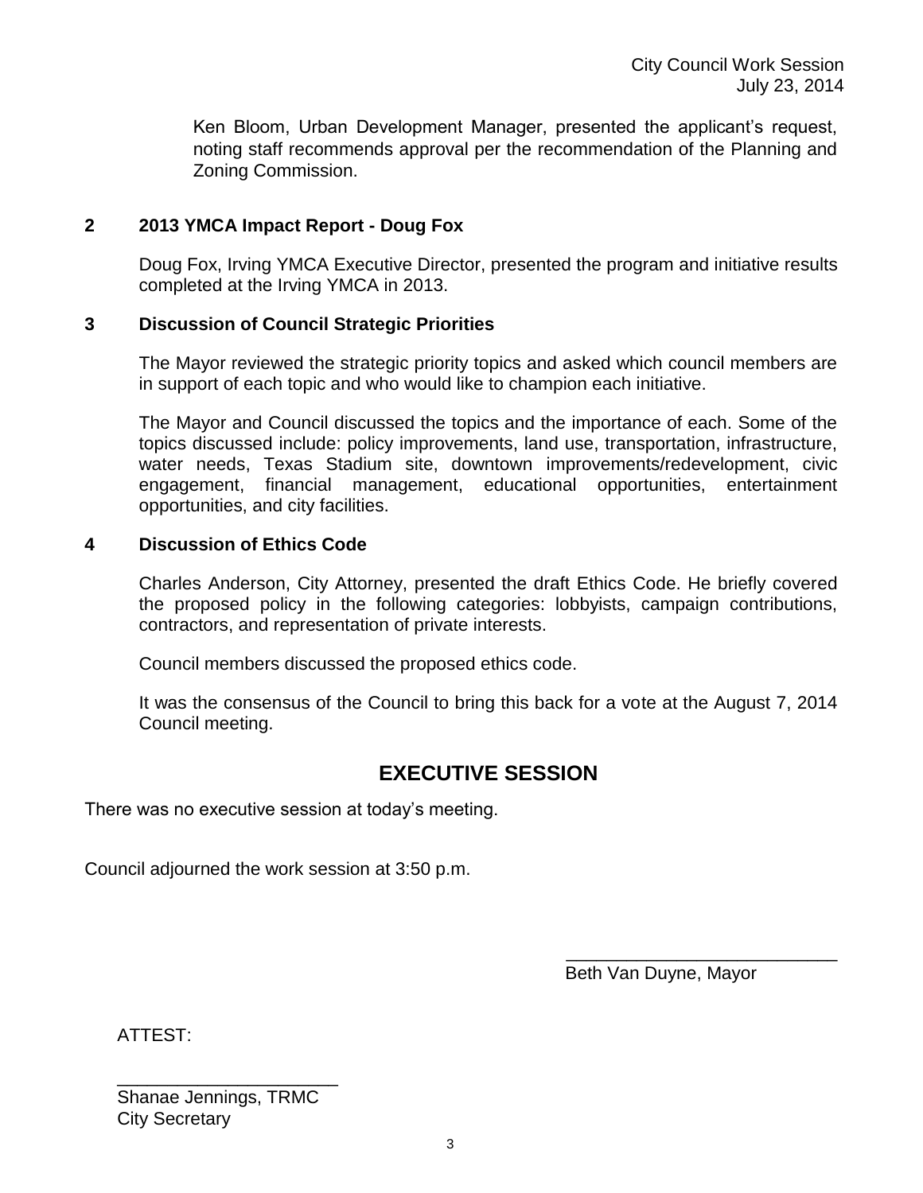Ken Bloom, Urban Development Manager, presented the applicant's request, noting staff recommends approval per the recommendation of the Planning and Zoning Commission.

**2 2013 YMCA Impact Report - Doug Fox**

Doug Fox, Irving YMCA Executive Director, presented the program and initiative results completed at the Irving YMCA in 2013.

**3 Discussion of Council Strategic Priorities**

The Mayor reviewed the strategic priority topics and asked which council members are in support of each topic and who would like to champion each initiative.

The Mayor and Council discussed the topics and the importance of each. Some of the topics discussed include: policy improvements, land use, transportation, infrastructure, water needs, Texas Stadium site, downtown improvements/redevelopment, civic engagement, financial management, educational opportunities, entertainment opportunities, and city facilities.

**4 Discussion of Ethics Code**

Charles Anderson, City Attorney, presented the draft Ethics Code. He briefly covered the proposed policy in the following categories: lobbyists, campaign contributions, contractors, and representation of private interests.

Council members discussed the proposed ethics code.

It was the consensus of the Council to bring this back for a vote at the August 7, 2014 Council meeting.

## EXECUTIVE SESSION

There was no executive session at today's meeting.

Council adjourned the work session at 3:50 p.m.

___________________________
Beth Van Duyne, Mayor

ATTEST:

______________________
Shanae Jennings, TRMC
City Secretary